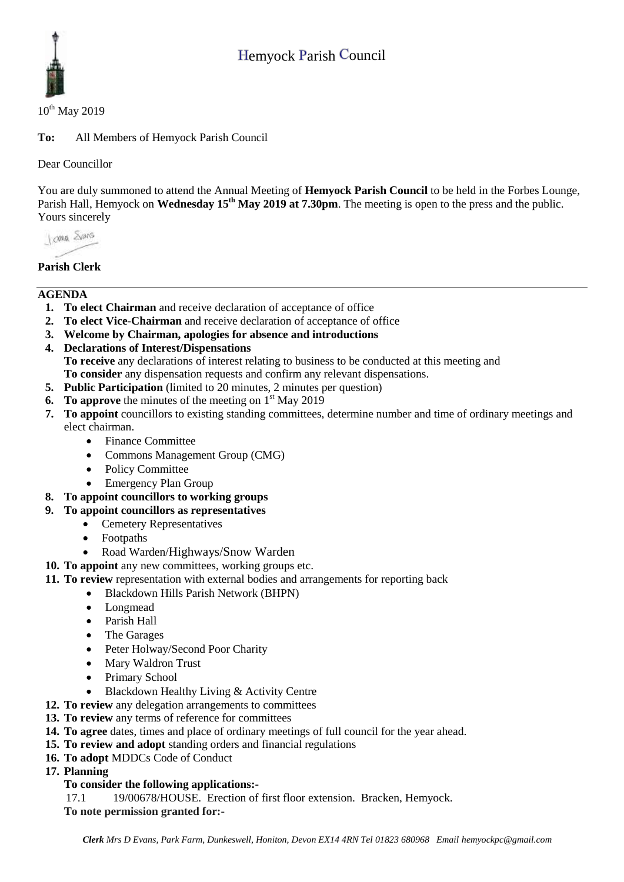# Hemyock Parish Council

10th May 2019

**To:** All Members of Hemyock Parish Council

Dear Councillor

You are duly summoned to attend the Annual Meeting of **Hemyock Parish Council** to be held in the Forbes Lounge, Parish Hall, Hemyock on **Wednesday 15th May 2019 at 7.30pm**. The meeting is open to the press and the public.
Yours sincerely

**Parish Clerk**

---

**AGENDA**

1. **To elect Chairman** and receive declaration of acceptance of office
2. **To elect Vice-Chairman** and receive declaration of acceptance of office
3. **Welcome by Chairman, apologies for absence and introductions**
4. **Declarations of Interest/Dispensations**
   **To receive** any declarations of interest relating to business to be conducted at this meeting and
   **To consider** any dispensation requests and confirm any relevant dispensations.
5. **Public Participation** (limited to 20 minutes, 2 minutes per question)
6. **To approve** the minutes of the meeting on 1st May 2019
7. **To appoint** councillors to existing standing committees, determine number and time of ordinary meetings and elect chairman.
   - Finance Committee
   - Commons Management Group (CMG)
   - Policy Committee
   - Emergency Plan Group
8. **To appoint councillors to working groups**
9. **To appoint councillors as representatives**
   - Cemetery Representatives
   - Footpaths
   - Road Warden/Highways/Snow Warden
10. **To appoint** any new committees, working groups etc.
11. **To review** representation with external bodies and arrangements for reporting back
    - Blackdown Hills Parish Network (BHPN)
    - Longmead
    - Parish Hall
    - The Garages
    - Peter Holway/Second Poor Charity
    - Mary Waldron Trust
    - Primary School
    - Blackdown Healthy Living & Activity Centre
12. **To review** any delegation arrangements to committees
13. **To review** any terms of reference for committees
14. **To agree** dates, times and place of ordinary meetings of full council for the year ahead.
15. **To review and adopt** standing orders and financial regulations
16. **To adopt** MDDCs Code of Conduct
17. **Planning**
    **To consider the following applications:-**
    17.1 19/00678/HOUSE. Erection of first floor extension. Bracken, Hemyock.
    **To note permission granted for:-**

*Clerk Mrs D Evans, Park Farm, Dunkeswell, Honiton, Devon EX14 4RN Tel 01823 680968 Email hemyockpc@gmail.com*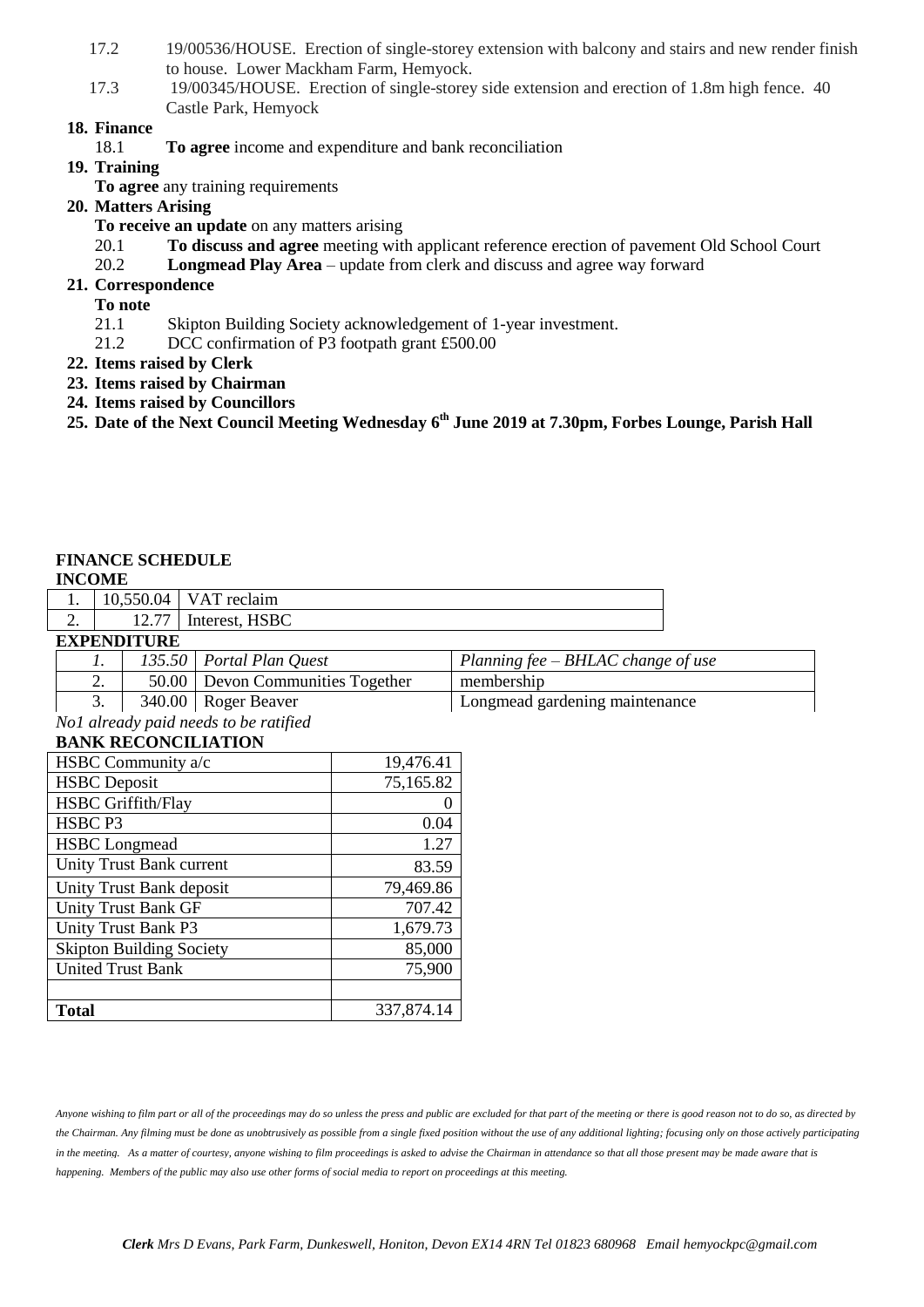17.2 19/00536/HOUSE. Erection of single-storey extension with balcony and stairs and new render finish to house. Lower Mackham Farm, Hemyock.

17.3 19/00345/HOUSE. Erection of single-storey side extension and erection of 1.8m high fence. 40 Castle Park, Hemyock

**18. Finance**

18.1 **To agree** income and expenditure and bank reconciliation

**19. Training**

**To agree** any training requirements

**20. Matters Arising**

**To receive an update** on any matters arising

20.1 **To discuss and agree** meeting with applicant reference erection of pavement Old School Court

20.2 **Longmead Play Area** – update from clerk and discuss and agree way forward

**21. Correspondence**

**To note**

21.1 Skipton Building Society acknowledgement of 1-year investment.

21.2 DCC confirmation of P3 footpath grant £500.00

**22. Items raised by Clerk**

**23. Items raised by Chairman**

**24. Items raised by Councillors**

**25. Date of the Next Council Meeting Wednesday 6th June 2019 at 7.30pm, Forbes Lounge, Parish Hall**

**FINANCE SCHEDULE**

**INCOME**

| | | |
|---|---|---|
| 1. | 10,550.04 | VAT reclaim |
| 2. | 12.77 | Interest, HSBC |

**EXPENDITURE**

| | | | |
|---|---|---|---|
| *1.* | *135.50* | *Portal Plan Quest* | *Planning fee – BHLAC change of use* |
| 2. | 50.00 | Devon Communities Together | membership |
| 3. | 340.00 | Roger Beaver | Longmead gardening maintenance |

*No1 already paid needs to be ratified*

**BANK RECONCILIATION**

| | |
|---|---|
| HSBC Community a/c | 19,476.41 |
| HSBC Deposit | 75,165.82 |
| HSBC Griffith/Flay | 0 |
| HSBC P3 | 0.04 |
| HSBC Longmead | 1.27 |
| Unity Trust Bank current | 83.59 |
| Unity Trust Bank deposit | 79,469.86 |
| Unity Trust Bank GF | 707.42 |
| Unity Trust Bank P3 | 1,679.73 |
| Skipton Building Society | 85,000 |
| United Trust Bank | 75,900 |
| | |
| **Total** | 337,874.14 |

*Anyone wishing to film part or all of the proceedings may do so unless the press and public are excluded for that part of the meeting or there is good reason not to do so, as directed by the Chairman. Any filming must be done as unobtrusively as possible from a single fixed position without the use of any additional lighting; focusing only on those actively participating in the meeting. As a matter of courtesy, anyone wishing to film proceedings is asked to advise the Chairman in attendance so that all those present may be made aware that is happening. Members of the public may also use other forms of social media to report on proceedings at this meeting.*

***Clerk** Mrs D Evans, Park Farm, Dunkeswell, Honiton, Devon EX14 4RN Tel 01823 680968 Email hemyockpc@gmail.com*